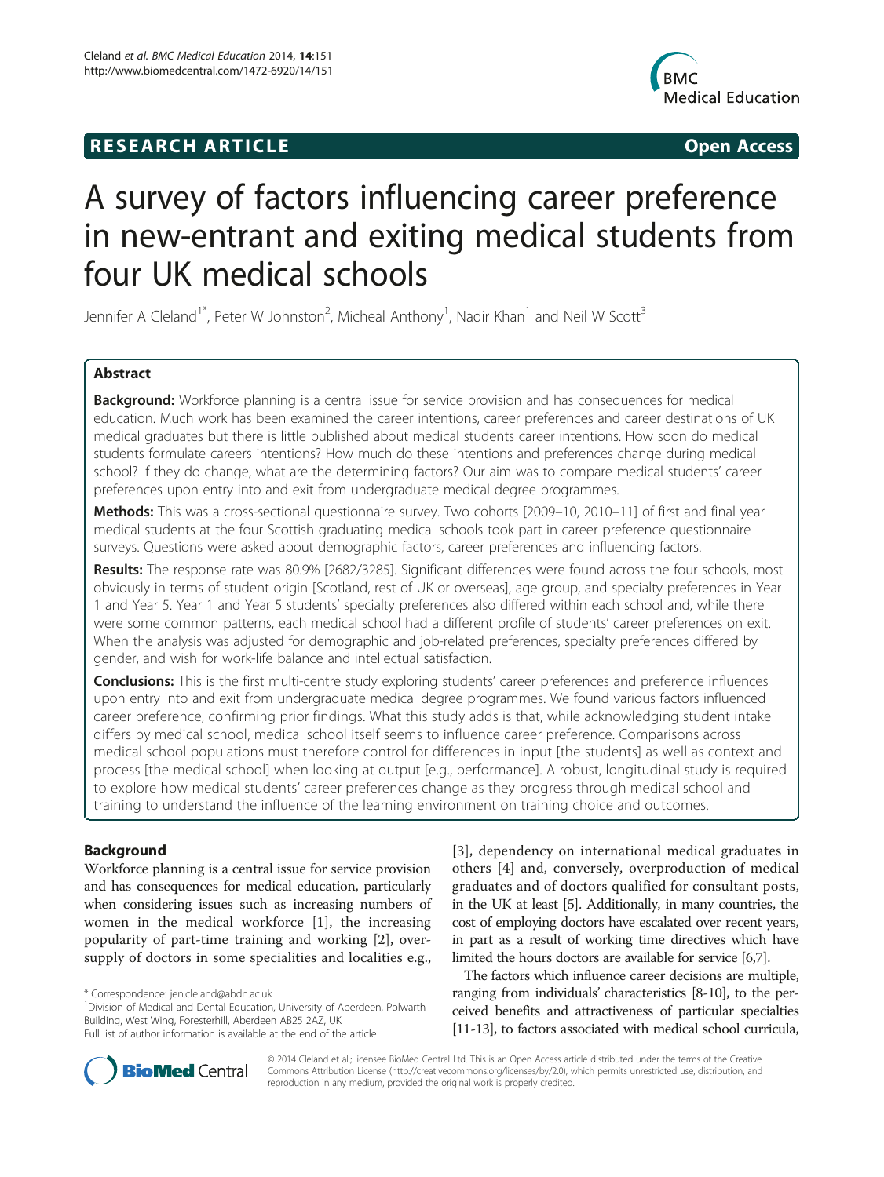**RESEARCH ARTICLE** **Open Access**

# A survey of factors influencing career preference in new-entrant and exiting medical students from four UK medical schools

Jennifer A Cleland[1*], Peter W Johnston[2], Micheal Anthony[1], Nadir Khan[1] and Neil W Scott[3]

## Abstract

**Background:** Workforce planning is a central issue for service provision and has consequences for medical education. Much work has been examined the career intentions, career preferences and career destinations of UK medical graduates but there is little published about medical students career intentions. How soon do medical students formulate careers intentions? How much do these intentions and preferences change during medical school? If they do change, what are the determining factors? Our aim was to compare medical students' career preferences upon entry into and exit from undergraduate medical degree programmes.

**Methods:** This was a cross-sectional questionnaire survey. Two cohorts [2009–10, 2010–11] of first and final year medical students at the four Scottish graduating medical schools took part in career preference questionnaire surveys. Questions were asked about demographic factors, career preferences and influencing factors.

**Results:** The response rate was 80.9% [2682/3285]. Significant differences were found across the four schools, most obviously in terms of student origin [Scotland, rest of UK or overseas], age group, and specialty preferences in Year 1 and Year 5. Year 1 and Year 5 students' specialty preferences also differed within each school and, while there were some common patterns, each medical school had a different profile of students' career preferences on exit. When the analysis was adjusted for demographic and job-related preferences, specialty preferences differed by gender, and wish for work-life balance and intellectual satisfaction.

**Conclusions:** This is the first multi-centre study exploring students' career preferences and preference influences upon entry into and exit from undergraduate medical degree programmes. We found various factors influenced career preference, confirming prior findings. What this study adds is that, while acknowledging student intake differs by medical school, medical school itself seems to influence career preference. Comparisons across medical school populations must therefore control for differences in input [the students] as well as context and process [the medical school] when looking at output [e.g., performance]. A robust, longitudinal study is required to explore how medical students' career preferences change as they progress through medical school and training to understand the influence of the learning environment on training choice and outcomes.

## Background

Workforce planning is a central issue for service provision and has consequences for medical education, particularly when considering issues such as increasing numbers of women in the medical workforce [1], the increasing popularity of part-time training and working [2], oversupply of doctors in some specialities and localities e.g., [3], dependency on international medical graduates in others [4] and, conversely, overproduction of medical graduates and of doctors qualified for consultant posts, in the UK at least [5]. Additionally, in many countries, the cost of employing doctors have escalated over recent years, in part as a result of working time directives which have limited the hours doctors are available for service [6,7].

The factors which influence career decisions are multiple, ranging from individuals' characteristics [8-10], to the perceived benefits and attractiveness of particular specialties [11-13], to factors associated with medical school curricula,

\* Correspondence: jen.cleland@abdn.ac.uk
[1]Division of Medical and Dental Education, University of Aberdeen, Polwarth Building, West Wing, Foresterhill, Aberdeen AB25 2AZ, UK
Full list of author information is available at the end of the article

© 2014 Cleland et al.; licensee BioMed Central Ltd. This is an Open Access article distributed under the terms of the Creative Commons Attribution License (http://creativecommons.org/licenses/by/2.0), which permits unrestricted use, distribution, and reproduction in any medium, provided the original work is properly credited.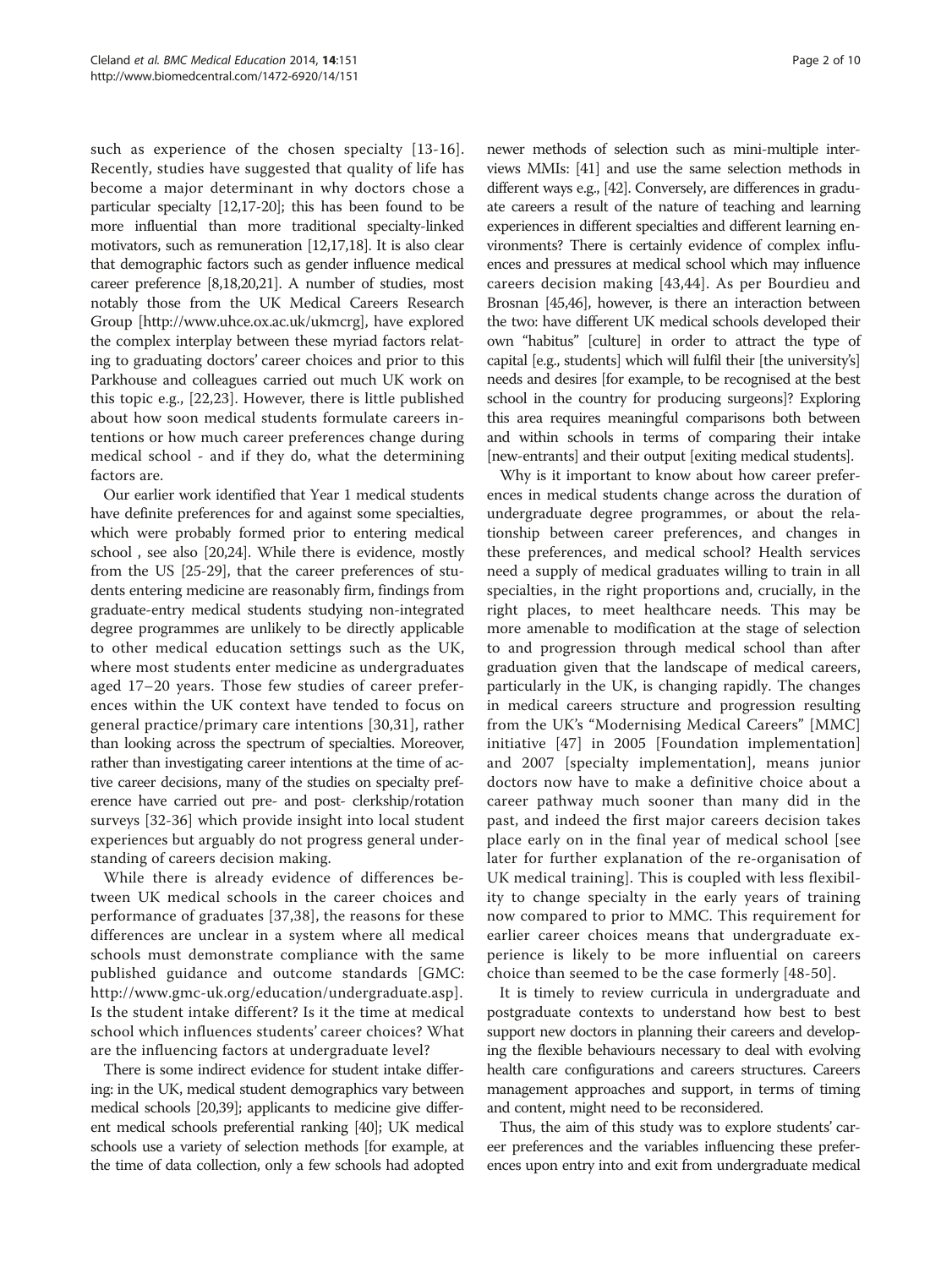such as experience of the chosen specialty [13-16]. Recently, studies have suggested that quality of life has become a major determinant in why doctors chose a particular specialty [12,17-20]; this has been found to be more influential than more traditional specialty-linked motivators, such as remuneration [12,17,18]. It is also clear that demographic factors such as gender influence medical career preference [8,18,20,21]. A number of studies, most notably those from the UK Medical Careers Research Group [http://www.uhce.ox.ac.uk/ukmcrg], have explored the complex interplay between these myriad factors relating to graduating doctors' career choices and prior to this Parkhouse and colleagues carried out much UK work on this topic e.g., [22,23]. However, there is little published about how soon medical students formulate careers intentions or how much career preferences change during medical school - and if they do, what the determining factors are.

Our earlier work identified that Year 1 medical students have definite preferences for and against some specialties, which were probably formed prior to entering medical school , see also [20,24]. While there is evidence, mostly from the US [25-29], that the career preferences of students entering medicine are reasonably firm, findings from graduate-entry medical students studying non-integrated degree programmes are unlikely to be directly applicable to other medical education settings such as the UK, where most students enter medicine as undergraduates aged 17–20 years. Those few studies of career preferences within the UK context have tended to focus on general practice/primary care intentions [30,31], rather than looking across the spectrum of specialties. Moreover, rather than investigating career intentions at the time of active career decisions, many of the studies on specialty preference have carried out pre- and post- clerkship/rotation surveys [32-36] which provide insight into local student experiences but arguably do not progress general understanding of careers decision making.

While there is already evidence of differences between UK medical schools in the career choices and performance of graduates [37,38], the reasons for these differences are unclear in a system where all medical schools must demonstrate compliance with the same published guidance and outcome standards [GMC: http://www.gmc-uk.org/education/undergraduate.asp]. Is the student intake different? Is it the time at medical school which influences students' career choices? What are the influencing factors at undergraduate level?

There is some indirect evidence for student intake differing: in the UK, medical student demographics vary between medical schools [20,39]; applicants to medicine give different medical schools preferential ranking [40]; UK medical schools use a variety of selection methods [for example, at the time of data collection, only a few schools had adopted newer methods of selection such as mini-multiple interviews MMIs: [41] and use the same selection methods in different ways e.g., [42]. Conversely, are differences in graduate careers a result of the nature of teaching and learning experiences in different specialties and different learning environments? There is certainly evidence of complex influences and pressures at medical school which may influence careers decision making [43,44]. As per Bourdieu and Brosnan [45,46], however, is there an interaction between the two: have different UK medical schools developed their own "habitus" [culture] in order to attract the type of capital [e.g., students] which will fulfil their [the university's] needs and desires [for example, to be recognised at the best school in the country for producing surgeons]? Exploring this area requires meaningful comparisons both between and within schools in terms of comparing their intake [new-entrants] and their output [exiting medical students].

Why is it important to know about how career preferences in medical students change across the duration of undergraduate degree programmes, or about the relationship between career preferences, and changes in these preferences, and medical school? Health services need a supply of medical graduates willing to train in all specialties, in the right proportions and, crucially, in the right places, to meet healthcare needs. This may be more amenable to modification at the stage of selection to and progression through medical school than after graduation given that the landscape of medical careers, particularly in the UK, is changing rapidly. The changes in medical careers structure and progression resulting from the UK's "Modernising Medical Careers" [MMC] initiative [47] in 2005 [Foundation implementation] and 2007 [specialty implementation], means junior doctors now have to make a definitive choice about a career pathway much sooner than many did in the past, and indeed the first major careers decision takes place early on in the final year of medical school [see later for further explanation of the re-organisation of UK medical training]. This is coupled with less flexibility to change specialty in the early years of training now compared to prior to MMC. This requirement for earlier career choices means that undergraduate experience is likely to be more influential on careers choice than seemed to be the case formerly [48-50].

It is timely to review curricula in undergraduate and postgraduate contexts to understand how best to best support new doctors in planning their careers and developing the flexible behaviours necessary to deal with evolving health care configurations and careers structures. Careers management approaches and support, in terms of timing and content, might need to be reconsidered.

Thus, the aim of this study was to explore students' career preferences and the variables influencing these preferences upon entry into and exit from undergraduate medical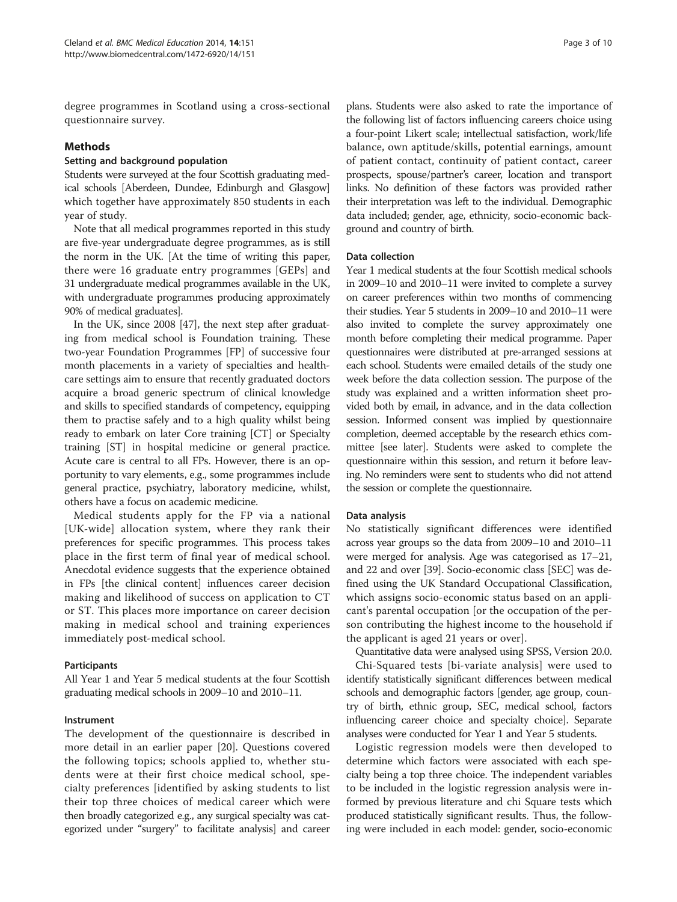degree programmes in Scotland using a cross-sectional questionnaire survey.

## Methods

### Setting and background population

Students were surveyed at the four Scottish graduating medical schools [Aberdeen, Dundee, Edinburgh and Glasgow] which together have approximately 850 students in each year of study.

Note that all medical programmes reported in this study are five-year undergraduate degree programmes, as is still the norm in the UK. [At the time of writing this paper, there were 16 graduate entry programmes [GEPs] and 31 undergraduate medical programmes available in the UK, with undergraduate programmes producing approximately 90% of medical graduates].

In the UK, since 2008 [47], the next step after graduating from medical school is Foundation training. These two-year Foundation Programmes [FP] of successive four month placements in a variety of specialties and healthcare settings aim to ensure that recently graduated doctors acquire a broad generic spectrum of clinical knowledge and skills to specified standards of competency, equipping them to practise safely and to a high quality whilst being ready to embark on later Core training [CT] or Specialty training [ST] in hospital medicine or general practice. Acute care is central to all FPs. However, there is an opportunity to vary elements, e.g., some programmes include general practice, psychiatry, laboratory medicine, whilst, others have a focus on academic medicine.

Medical students apply for the FP via a national [UK-wide] allocation system, where they rank their preferences for specific programmes. This process takes place in the first term of final year of medical school. Anecdotal evidence suggests that the experience obtained in FPs [the clinical content] influences career decision making and likelihood of success on application to CT or ST. This places more importance on career decision making in medical school and training experiences immediately post-medical school.

### Participants

All Year 1 and Year 5 medical students at the four Scottish graduating medical schools in 2009–10 and 2010–11.

### Instrument

The development of the questionnaire is described in more detail in an earlier paper [20]. Questions covered the following topics; schools applied to, whether students were at their first choice medical school, specialty preferences [identified by asking students to list their top three choices of medical career which were then broadly categorized e.g., any surgical specialty was categorized under "surgery" to facilitate analysis] and career plans. Students were also asked to rate the importance of the following list of factors influencing careers choice using a four-point Likert scale; intellectual satisfaction, work/life balance, own aptitude/skills, potential earnings, amount of patient contact, continuity of patient contact, career prospects, spouse/partner's career, location and transport links. No definition of these factors was provided rather their interpretation was left to the individual. Demographic data included; gender, age, ethnicity, socio-economic background and country of birth.

### Data collection

Year 1 medical students at the four Scottish medical schools in 2009–10 and 2010–11 were invited to complete a survey on career preferences within two months of commencing their studies. Year 5 students in 2009–10 and 2010–11 were also invited to complete the survey approximately one month before completing their medical programme. Paper questionnaires were distributed at pre-arranged sessions at each school. Students were emailed details of the study one week before the data collection session. The purpose of the study was explained and a written information sheet provided both by email, in advance, and in the data collection session. Informed consent was implied by questionnaire completion, deemed acceptable by the research ethics committee [see later]. Students were asked to complete the questionnaire within this session, and return it before leaving. No reminders were sent to students who did not attend the session or complete the questionnaire.

### Data analysis

No statistically significant differences were identified across year groups so the data from 2009–10 and 2010–11 were merged for analysis. Age was categorised as 17–21, and 22 and over [39]. Socio-economic class [SEC] was defined using the UK Standard Occupational Classification, which assigns socio-economic status based on an applicant's parental occupation [or the occupation of the person contributing the highest income to the household if the applicant is aged 21 years or over].

Quantitative data were analysed using SPSS, Version 20.0.

Chi-Squared tests [bi-variate analysis] were used to identify statistically significant differences between medical schools and demographic factors [gender, age group, country of birth, ethnic group, SEC, medical school, factors influencing career choice and specialty choice]. Separate analyses were conducted for Year 1 and Year 5 students.

Logistic regression models were then developed to determine which factors were associated with each specialty being a top three choice. The independent variables to be included in the logistic regression analysis were informed by previous literature and chi Square tests which produced statistically significant results. Thus, the following were included in each model: gender, socio-economic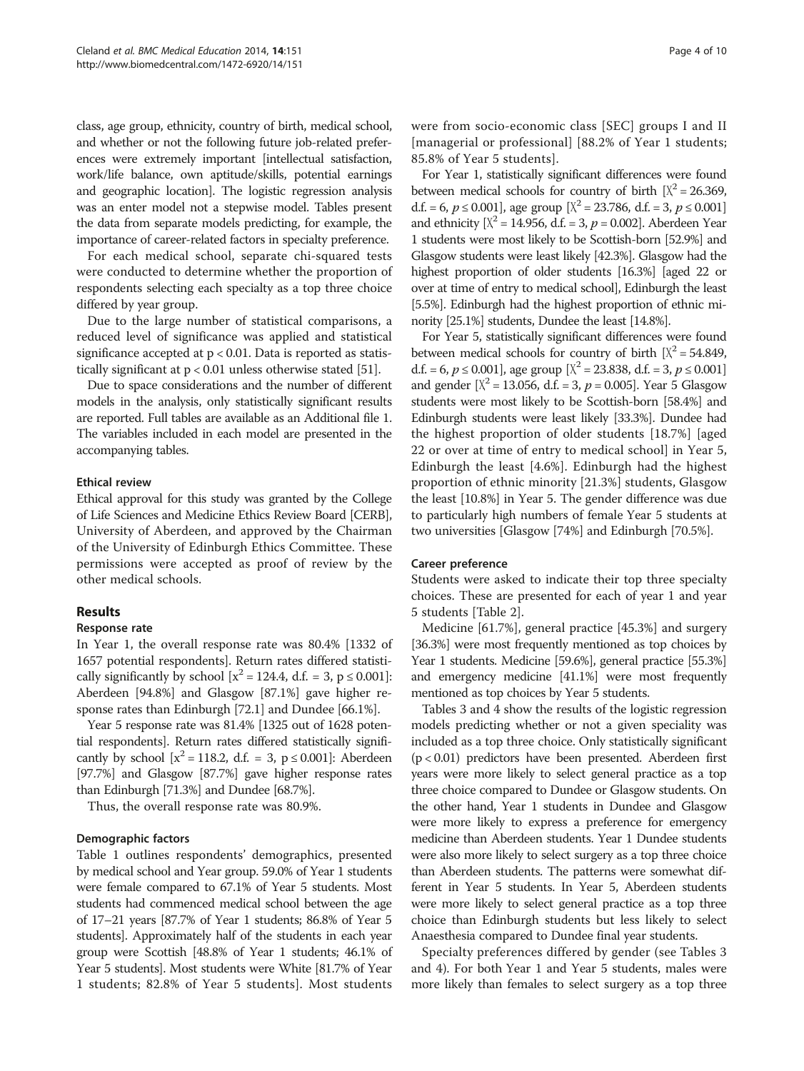class, age group, ethnicity, country of birth, medical school, and whether or not the following future job-related preferences were extremely important [intellectual satisfaction, work/life balance, own aptitude/skills, potential earnings and geographic location]. The logistic regression analysis was an enter model not a stepwise model. Tables present the data from separate models predicting, for example, the importance of career-related factors in specialty preference.

For each medical school, separate chi-squared tests were conducted to determine whether the proportion of respondents selecting each specialty as a top three choice differed by year group.

Due to the large number of statistical comparisons, a reduced level of significance was applied and statistical significance accepted at $p < 0.01$. Data is reported as statistically significant at $p < 0.01$ unless otherwise stated [51].

Due to space considerations and the number of different models in the analysis, only statistically significant results are reported. Full tables are available as an Additional file 1. The variables included in each model are presented in the accompanying tables.

### Ethical review

Ethical approval for this study was granted by the College of Life Sciences and Medicine Ethics Review Board [CERB], University of Aberdeen, and approved by the Chairman of the University of Edinburgh Ethics Committee. These permissions were accepted as proof of review by the other medical schools.

## Results

### Response rate

In Year 1, the overall response rate was 80.4% [1332 of 1657 potential respondents]. Return rates differed statistically significantly by school [$x^2 = 124.4$, d.f. = 3, $p \leq 0.001$]: Aberdeen [94.8%] and Glasgow [87.1%] gave higher response rates than Edinburgh [72.1] and Dundee [66.1%].

Year 5 response rate was 81.4% [1325 out of 1628 potential respondents]. Return rates differed statistically significantly by school [$x^2 = 118.2$, d.f. = 3, $p \leq 0.001$]: Aberdeen [97.7%] and Glasgow [87.7%] gave higher response rates than Edinburgh [71.3%] and Dundee [68.7%].

Thus, the overall response rate was 80.9%.

### Demographic factors

Table 1 outlines respondents' demographics, presented by medical school and Year group. 59.0% of Year 1 students were female compared to 67.1% of Year 5 students. Most students had commenced medical school between the age of 17–21 years [87.7% of Year 1 students; 86.8% of Year 5 students]. Approximately half of the students in each year group were Scottish [48.8% of Year 1 students; 46.1% of Year 5 students]. Most students were White [81.7% of Year 1 students; 82.8% of Year 5 students]. Most students were from socio-economic class [SEC] groups I and II [managerial or professional] [88.2% of Year 1 students; 85.8% of Year 5 students].

For Year 1, statistically significant differences were found between medical schools for country of birth [$X^2 = 26.369$, d.f. = 6, $p \leq 0.001$], age group [$X^2 = 23.786$, d.f. = 3, $p \leq 0.001$] and ethnicity [$X^2 = 14.956$, d.f. = 3, $p = 0.002$]. Aberdeen Year 1 students were most likely to be Scottish-born [52.9%] and Glasgow students were least likely [42.3%]. Glasgow had the highest proportion of older students [16.3%] [aged 22 or over at time of entry to medical school], Edinburgh the least [5.5%]. Edinburgh had the highest proportion of ethnic minority [25.1%] students, Dundee the least [14.8%].

For Year 5, statistically significant differences were found between medical schools for country of birth [$X^2 = 54.849$, d.f. = 6, $p \leq 0.001$], age group [$X^2 = 23.838$, d.f. = 3, $p \leq 0.001$] and gender [$X^2 = 13.056$, d.f. = 3, $p = 0.005$]. Year 5 Glasgow students were most likely to be Scottish-born [58.4%] and Edinburgh students were least likely [33.3%]. Dundee had the highest proportion of older students [18.7%] [aged 22 or over at time of entry to medical school] in Year 5, Edinburgh the least [4.6%]. Edinburgh had the highest proportion of ethnic minority [21.3%] students, Glasgow the least [10.8%] in Year 5. The gender difference was due to particularly high numbers of female Year 5 students at two universities [Glasgow [74%] and Edinburgh [70.5%].

### Career preference

Students were asked to indicate their top three specialty choices. These are presented for each of year 1 and year 5 students [Table 2].

Medicine [61.7%], general practice [45.3%] and surgery [36.3%] were most frequently mentioned as top choices by Year 1 students. Medicine [59.6%], general practice [55.3%] and emergency medicine [41.1%] were most frequently mentioned as top choices by Year 5 students.

Tables 3 and 4 show the results of the logistic regression models predicting whether or not a given speciality was included as a top three choice. Only statistically significant ($p < 0.01$) predictors have been presented. Aberdeen first years were more likely to select general practice as a top three choice compared to Dundee or Glasgow students. On the other hand, Year 1 students in Dundee and Glasgow were more likely to express a preference for emergency medicine than Aberdeen students. Year 1 Dundee students were also more likely to select surgery as a top three choice than Aberdeen students. The patterns were somewhat different in Year 5 students. In Year 5, Aberdeen students were more likely to select general practice as a top three choice than Edinburgh students but less likely to select Anaesthesia compared to Dundee final year students.

Specialty preferences differed by gender (see Tables 3 and 4). For both Year 1 and Year 5 students, males were more likely than females to select surgery as a top three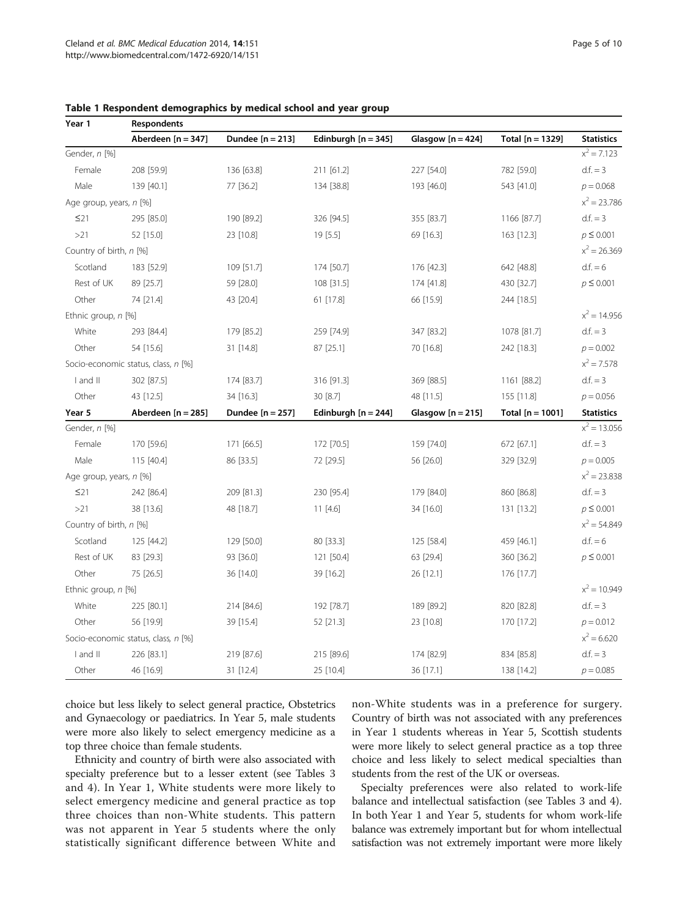**Table 1 Respondent demographics by medical school and year group**

| Year 1 | Respondents | | | | | |
|---|---|---|---|---|---|---|
| | Aberdeen [n = 347] | Dundee [n = 213] | Edinburgh [n = 345] | Glasgow [n = 424] | Total [n = 1329] | Statistics |
| Gender, *n* [%] | | | | | | $x^2 = 7.123$ |
| Female | 208 [59.9] | 136 [63.8] | 211 [61.2] | 227 [54.0] | 782 [59.0] | d.f. = 3 |
| Male | 139 [40.1] | 77 [36.2] | 134 [38.8] | 193 [46.0] | 543 [41.0] | $p = 0.068$ |
| Age group, years, *n* [%] | | | | | | $x^2 = 23.786$ |
| ≤21 | 295 [85.0] | 190 [89.2] | 326 [94.5] | 355 [83.7] | 1166 [87.7] | d.f. = 3 |
| >21 | 52 [15.0] | 23 [10.8] | 19 [5.5] | 69 [16.3] | 163 [12.3] | $p \leq 0.001$ |
| Country of birth, *n* [%] | | | | | | $x^2 = 26.369$ |
| Scotland | 183 [52.9] | 109 [51.7] | 174 [50.7] | 176 [42.3] | 642 [48.8] | d.f. = 6 |
| Rest of UK | 89 [25.7] | 59 [28.0] | 108 [31.5] | 174 [41.8] | 430 [32.7] | $p \leq 0.001$ |
| Other | 74 [21.4] | 43 [20.4] | 61 [17.8] | 66 [15.9] | 244 [18.5] | |
| Ethnic group, *n* [%] | | | | | | $x^2 = 14.956$ |
| White | 293 [84.4] | 179 [85.2] | 259 [74.9] | 347 [83.2] | 1078 [81.7] | d.f. = 3 |
| Other | 54 [15.6] | 31 [14.8] | 87 [25.1] | 70 [16.8] | 242 [18.3] | $p = 0.002$ |
| Socio-economic status, class, *n* [%] | | | | | | $x^2 = 7.578$ |
| I and II | 302 [87.5] | 174 [83.7] | 316 [91.3] | 369 [88.5] | 1161 [88.2] | d.f. = 3 |
| Other | 43 [12.5] | 34 [16.3] | 30 [8.7] | 48 [11.5] | 155 [11.8] | $p = 0.056$ |
| **Year 5** | **Aberdeen [n = 285]** | **Dundee [n = 257]** | **Edinburgh [n = 244]** | **Glasgow [n = 215]** | **Total [n = 1001]** | **Statistics** |
| Gender, *n* [%] | | | | | | $x^2 = 13.056$ |
| Female | 170 [59.6] | 171 [66.5] | 172 [70.5] | 159 [74.0] | 672 [67.1] | d.f. = 3 |
| Male | 115 [40.4] | 86 [33.5] | 72 [29.5] | 56 [26.0] | 329 [32.9] | $p = 0.005$ |
| Age group, years, *n* [%] | | | | | | $x^2 = 23.838$ |
| ≤21 | 242 [86.4] | 209 [81.3] | 230 [95.4] | 179 [84.0] | 860 [86.8] | d.f. = 3 |
| >21 | 38 [13.6] | 48 [18.7] | 11 [4.6] | 34 [16.0] | 131 [13.2] | $p \leq 0.001$ |
| Country of birth, *n* [%] | | | | | | $x^2 = 54.849$ |
| Scotland | 125 [44.2] | 129 [50.0] | 80 [33.3] | 125 [58.4] | 459 [46.1] | d.f. = 6 |
| Rest of UK | 83 [29.3] | 93 [36.0] | 121 [50.4] | 63 [29.4] | 360 [36.2] | $p \leq 0.001$ |
| Other | 75 [26.5] | 36 [14.0] | 39 [16.2] | 26 [12.1] | 176 [17.7] | |
| Ethnic group, *n* [%] | | | | | | $x^2 = 10.949$ |
| White | 225 [80.1] | 214 [84.6] | 192 [78.7] | 189 [89.2] | 820 [82.8] | d.f. = 3 |
| Other | 56 [19.9] | 39 [15.4] | 52 [21.3] | 23 [10.8] | 170 [17.2] | $p = 0.012$ |
| Socio-economic status, class, *n* [%] | | | | | | $x^2 = 6.620$ |
| I and II | 226 [83.1] | 219 [87.6] | 215 [89.6] | 174 [82.9] | 834 [85.8] | d.f. = 3 |
| Other | 46 [16.9] | 31 [12.4] | 25 [10.4] | 36 [17.1] | 138 [14.2] | $p = 0.085$ |

choice but less likely to select general practice, Obstetrics and Gynaecology or paediatrics. In Year 5, male students were more also likely to select emergency medicine as a top three choice than female students.

Ethnicity and country of birth were also associated with specialty preference but to a lesser extent (see Tables 3 and 4). In Year 1, White students were more likely to select emergency medicine and general practice as top three choices than non-White students. This pattern was not apparent in Year 5 students where the only statistically significant difference between White and non-White students was in a preference for surgery. Country of birth was not associated with any preferences in Year 1 students whereas in Year 5, Scottish students were more likely to select general practice as a top three choice and less likely to select medical specialties than students from the rest of the UK or overseas.

Specialty preferences were also related to work-life balance and intellectual satisfaction (see Tables 3 and 4). In both Year 1 and Year 5, students for whom work-life balance was extremely important but for whom intellectual satisfaction was not extremely important were more likely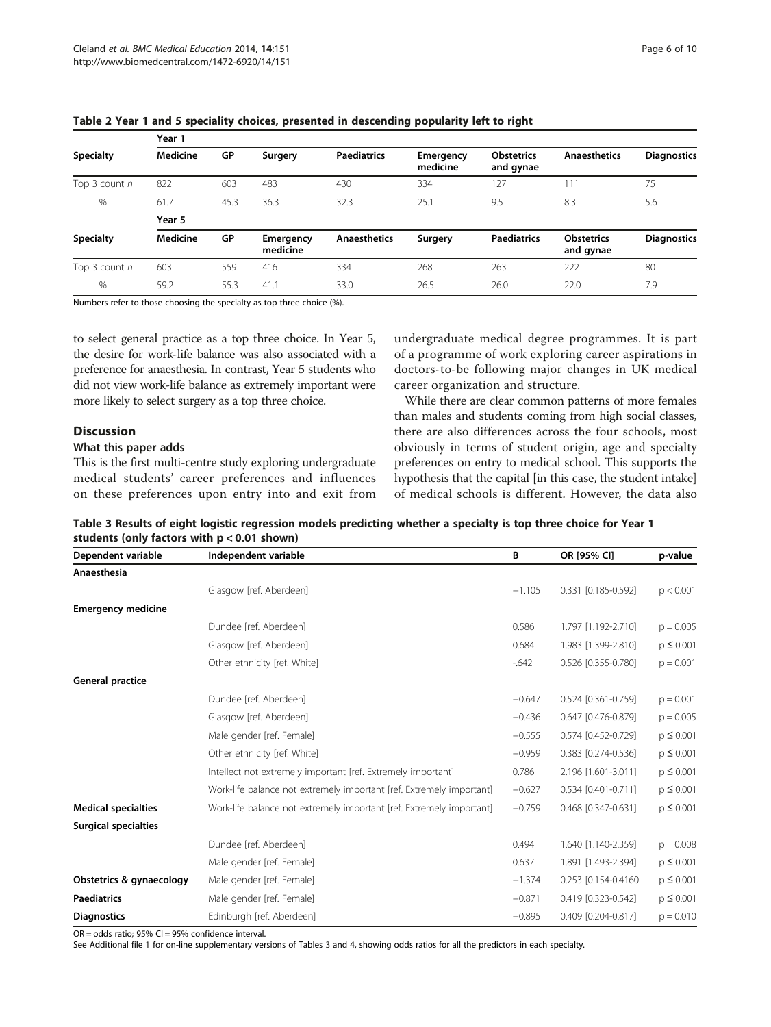**Table 2 Year 1 and 5 speciality choices, presented in descending popularity left to right**

| | Year 1 | | | | | | | |
|---|---|---|---|---|---|---|---|---|
| **Specialty** | **Medicine** | **GP** | **Surgery** | **Paediatrics** | **Emergency medicine** | **Obstetrics and gynae** | **Anaesthetics** | **Diagnostics** |
| Top 3 count *n* | 822 | 603 | 483 | 430 | 334 | 127 | 111 | 75 |
| % | 61.7 | 45.3 | 36.3 | 32.3 | 25.1 | 9.5 | 8.3 | 5.6 |
| | Year 5 | | | | | | | |
| **Specialty** | **Medicine** | **GP** | **Emergency medicine** | **Anaesthetics** | **Surgery** | **Paediatrics** | **Obstetrics and gynae** | **Diagnostics** |
| Top 3 count *n* | 603 | 559 | 416 | 334 | 268 | 263 | 222 | 80 |
| % | 59.2 | 55.3 | 41.1 | 33.0 | 26.5 | 26.0 | 22.0 | 7.9 |

Numbers refer to those choosing the specialty as top three choice (%).

to select general practice as a top three choice. In Year 5, the desire for work-life balance was also associated with a preference for anaesthesia. In contrast, Year 5 students who did not view work-life balance as extremely important were more likely to select surgery as a top three choice.

## Discussion

### What this paper adds

This is the first multi-centre study exploring undergraduate medical students' career preferences and influences on these preferences upon entry into and exit from undergraduate medical degree programmes. It is part of a programme of work exploring career aspirations in doctors-to-be following major changes in UK medical career organization and structure.

While there are clear common patterns of more females than males and students coming from high social classes, there are also differences across the four schools, most obviously in terms of student origin, age and specialty preferences on entry to medical school. This supports the hypothesis that the capital [in this case, the student intake] of medical schools is different. However, the data also

**Table 3 Results of eight logistic regression models predicting whether a specialty is top three choice for Year 1 students (only factors with $p < 0.01$ shown)**

| Dependent variable | Independent variable | B | OR [95% CI] | p-value |
|---|---|---|---|---|
| **Anaesthesia** | | | | |
| | Glasgow [ref. Aberdeen] | −1.105 | 0.331 [0.185-0.592] | $p < 0.001$ |
| **Emergency medicine** | | | | |
| | Dundee [ref. Aberdeen] | 0.586 | 1.797 [1.192-2.710] | $p = 0.005$ |
| | Glasgow [ref. Aberdeen] | 0.684 | 1.983 [1.399-2.810] | $p \leq 0.001$ |
| | Other ethnicity [ref. White] | -.642 | 0.526 [0.355-0.780] | $p = 0.001$ |
| **General practice** | | | | |
| | Dundee [ref. Aberdeen] | −0.647 | 0.524 [0.361-0.759] | $p = 0.001$ |
| | Glasgow [ref. Aberdeen] | −0.436 | 0.647 [0.476-0.879] | $p = 0.005$ |
| | Male gender [ref. Female] | −0.555 | 0.574 [0.452-0.729] | $p \leq 0.001$ |
| | Other ethnicity [ref. White] | −0.959 | 0.383 [0.274-0.536] | $p \leq 0.001$ |
| | Intellect not extremely important [ref. Extremely important] | 0.786 | 2.196 [1.601-3.011] | $p \leq 0.001$ |
| | Work-life balance not extremely important [ref. Extremely important] | −0.627 | 0.534 [0.401-0.711] | $p \leq 0.001$ |
| **Medical specialties** | Work-life balance not extremely important [ref. Extremely important] | −0.759 | 0.468 [0.347-0.631] | $p \leq 0.001$ |
| **Surgical specialties** | | | | |
| | Dundee [ref. Aberdeen] | 0.494 | 1.640 [1.140-2.359] | $p = 0.008$ |
| | Male gender [ref. Female] | 0.637 | 1.891 [1.493-2.394] | $p \leq 0.001$ |
| **Obstetrics & gynaecology** | Male gender [ref. Female] | −1.374 | 0.253 [0.154-0.4160 | $p \leq 0.001$ |
| **Paediatrics** | Male gender [ref. Female] | −0.871 | 0.419 [0.323-0.542] | $p \leq 0.001$ |
| **Diagnostics** | Edinburgh [ref. Aberdeen] | −0.895 | 0.409 [0.204-0.817] | $p = 0.010$ |

OR = odds ratio; 95% CI = 95% confidence interval.

See Additional file 1 for on-line supplementary versions of Tables 3 and 4, showing odds ratios for all the predictors in each specialty.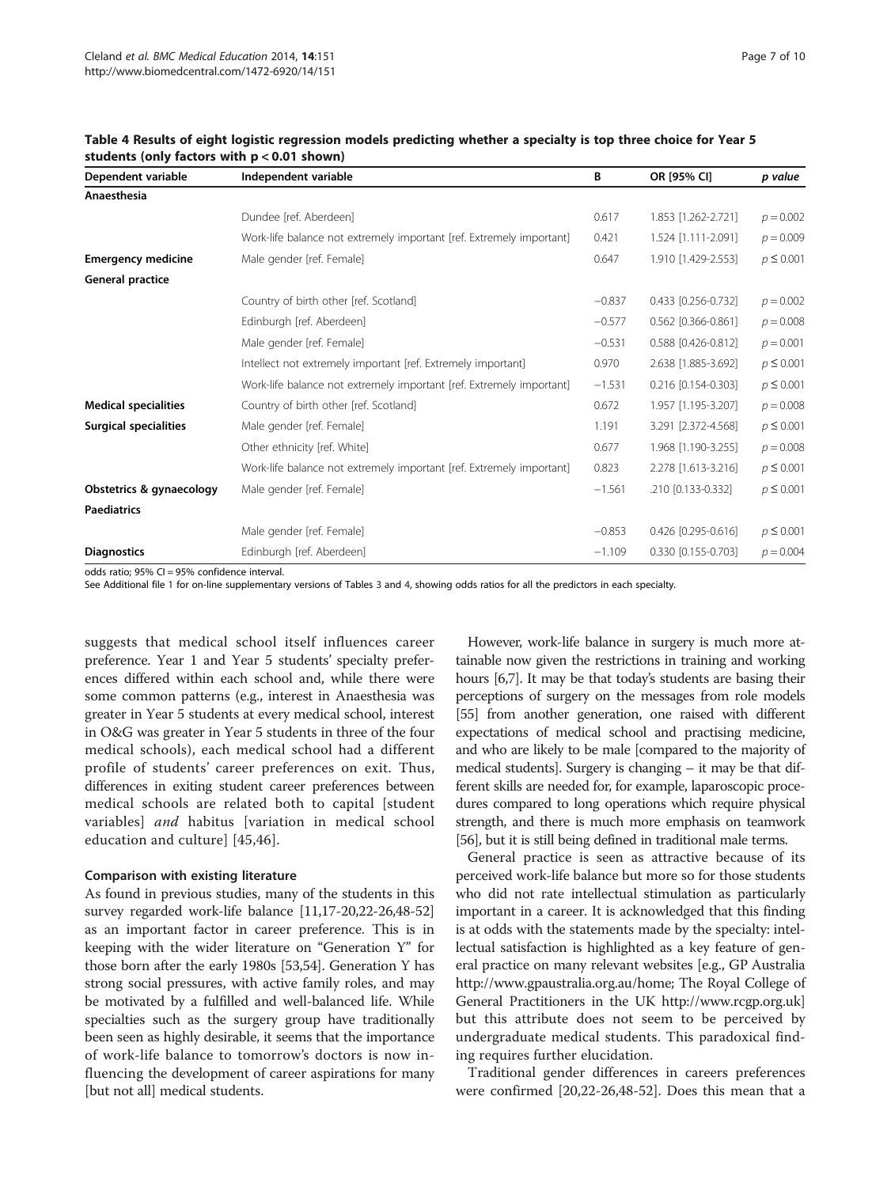**Table 4 Results of eight logistic regression models predicting whether a specialty is top three choice for Year 5 students (only factors with p < 0.01 shown)**

| Dependent variable | Independent variable | B | OR [95% CI] | p value |
|---|---|---|---|---|
| **Anaesthesia** | | | | |
| | Dundee [ref. Aberdeen] | 0.617 | 1.853 [1.262-2.721] | $p = 0.002$ |
| | Work-life balance not extremely important [ref. Extremely important] | 0.421 | 1.524 [1.111-2.091] | $p = 0.009$ |
| **Emergency medicine** | Male gender [ref. Female] | 0.647 | 1.910 [1.429-2.553] | $p \leq 0.001$ |
| **General practice** | | | | |
| | Country of birth other [ref. Scotland] | −0.837 | 0.433 [0.256-0.732] | $p = 0.002$ |
| | Edinburgh [ref. Aberdeen] | −0.577 | 0.562 [0.366-0.861] | $p = 0.008$ |
| | Male gender [ref. Female] | −0.531 | 0.588 [0.426-0.812] | $p = 0.001$ |
| | Intellect not extremely important [ref. Extremely important] | 0.970 | 2.638 [1.885-3.692] | $p \leq 0.001$ |
| | Work-life balance not extremely important [ref. Extremely important] | −1.531 | 0.216 [0.154-0.303] | $p \leq 0.001$ |
| **Medical specialities** | Country of birth other [ref. Scotland] | 0.672 | 1.957 [1.195-3.207] | $p = 0.008$ |
| **Surgical specialities** | Male gender [ref. Female] | 1.191 | 3.291 [2.372-4.568] | $p \leq 0.001$ |
| | Other ethnicity [ref. White] | 0.677 | 1.968 [1.190-3.255] | $p = 0.008$ |
| | Work-life balance not extremely important [ref. Extremely important] | 0.823 | 2.278 [1.613-3.216] | $p \leq 0.001$ |
| **Obstetrics & gynaecology** | Male gender [ref. Female] | −1.561 | .210 [0.133-0.332] | $p \leq 0.001$ |
| **Paediatrics** | | | | |
| | Male gender [ref. Female] | −0.853 | 0.426 [0.295-0.616] | $p \leq 0.001$ |
| **Diagnostics** | Edinburgh [ref. Aberdeen] | −1.109 | 0.330 [0.155-0.703] | $p = 0.004$ |

odds ratio; 95% CI = 95% confidence interval.
See Additional file 1 for on-line supplementary versions of Tables 3 and 4, showing odds ratios for all the predictors in each specialty.

suggests that medical school itself influences career preference. Year 1 and Year 5 students' specialty preferences differed within each school and, while there were some common patterns (e.g., interest in Anaesthesia was greater in Year 5 students at every medical school, interest in O&G was greater in Year 5 students in three of the four medical schools), each medical school had a different profile of students' career preferences on exit. Thus, differences in exiting student career preferences between medical schools are related both to capital [student variables] *and* habitus [variation in medical school education and culture] [45,46].

#### Comparison with existing literature

As found in previous studies, many of the students in this survey regarded work-life balance [11,17-20,22-26,48-52] as an important factor in career preference. This is in keeping with the wider literature on "Generation Y" for those born after the early 1980s [53,54]. Generation Y has strong social pressures, with active family roles, and may be motivated by a fulfilled and well-balanced life. While specialties such as the surgery group have traditionally been seen as highly desirable, it seems that the importance of work-life balance to tomorrow's doctors is now influencing the development of career aspirations for many [but not all] medical students.

However, work-life balance in surgery is much more attainable now given the restrictions in training and working hours [6,7]. It may be that today's students are basing their perceptions of surgery on the messages from role models [55] from another generation, one raised with different expectations of medical school and practising medicine, and who are likely to be male [compared to the majority of medical students]. Surgery is changing – it may be that different skills are needed for, for example, laparoscopic procedures compared to long operations which require physical strength, and there is much more emphasis on teamwork [56], but it is still being defined in traditional male terms.

General practice is seen as attractive because of its perceived work-life balance but more so for those students who did not rate intellectual stimulation as particularly important in a career. It is acknowledged that this finding is at odds with the statements made by the specialty: intellectual satisfaction is highlighted as a key feature of general practice on many relevant websites [e.g., GP Australia http://www.gpaustralia.org.au/home; The Royal College of General Practitioners in the UK http://www.rcgp.org.uk] but this attribute does not seem to be perceived by undergraduate medical students. This paradoxical finding requires further elucidation.

Traditional gender differences in careers preferences were confirmed [20,22-26,48-52]. Does this mean that a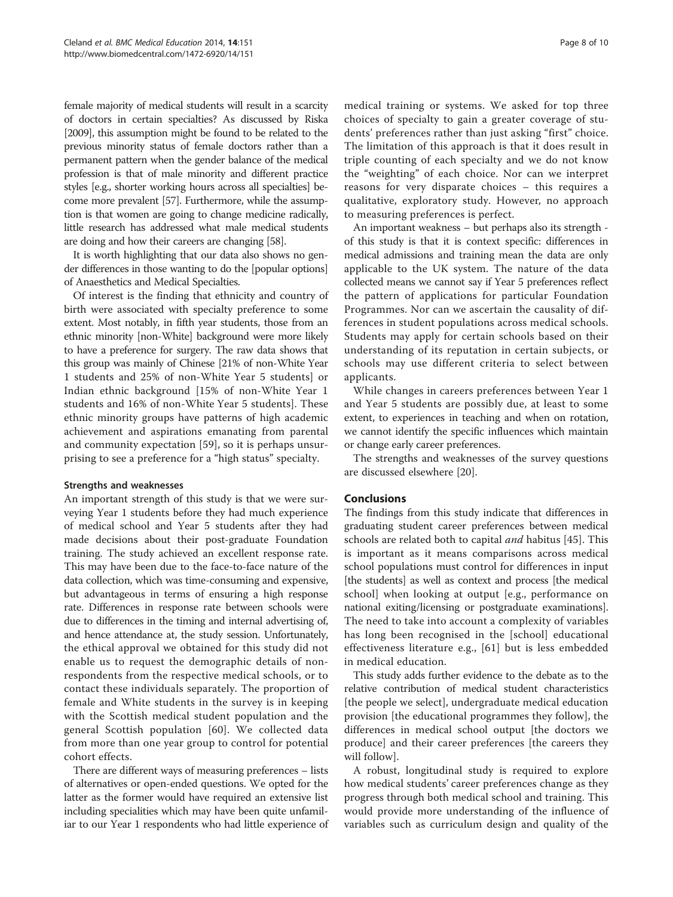female majority of medical students will result in a scarcity of doctors in certain specialties? As discussed by Riska [2009], this assumption might be found to be related to the previous minority status of female doctors rather than a permanent pattern when the gender balance of the medical profession is that of male minority and different practice styles [e.g., shorter working hours across all specialties] become more prevalent [57]. Furthermore, while the assumption is that women are going to change medicine radically, little research has addressed what male medical students are doing and how their careers are changing [58].

It is worth highlighting that our data also shows no gender differences in those wanting to do the [popular options] of Anaesthetics and Medical Specialties.

Of interest is the finding that ethnicity and country of birth were associated with specialty preference to some extent. Most notably, in fifth year students, those from an ethnic minority [non-White] background were more likely to have a preference for surgery. The raw data shows that this group was mainly of Chinese [21% of non-White Year 1 students and 25% of non-White Year 5 students] or Indian ethnic background [15% of non-White Year 1 students and 16% of non-White Year 5 students]. These ethnic minority groups have patterns of high academic achievement and aspirations emanating from parental and community expectation [59], so it is perhaps unsurprising to see a preference for a "high status" specialty.

### Strengths and weaknesses

An important strength of this study is that we were surveying Year 1 students before they had much experience of medical school and Year 5 students after they had made decisions about their post-graduate Foundation training. The study achieved an excellent response rate. This may have been due to the face-to-face nature of the data collection, which was time-consuming and expensive, but advantageous in terms of ensuring a high response rate. Differences in response rate between schools were due to differences in the timing and internal advertising of, and hence attendance at, the study session. Unfortunately, the ethical approval we obtained for this study did not enable us to request the demographic details of non-respondents from the respective medical schools, or to contact these individuals separately. The proportion of female and White students in the survey is in keeping with the Scottish medical student population and the general Scottish population [60]. We collected data from more than one year group to control for potential cohort effects.

There are different ways of measuring preferences – lists of alternatives or open-ended questions. We opted for the latter as the former would have required an extensive list including specialities which may have been quite unfamiliar to our Year 1 respondents who had little experience of medical training or systems. We asked for top three choices of specialty to gain a greater coverage of students' preferences rather than just asking "first" choice. The limitation of this approach is that it does result in triple counting of each specialty and we do not know the "weighting" of each choice. Nor can we interpret reasons for very disparate choices – this requires a qualitative, exploratory study. However, no approach to measuring preferences is perfect.

An important weakness – but perhaps also its strength - of this study is that it is context specific: differences in medical admissions and training mean the data are only applicable to the UK system. The nature of the data collected means we cannot say if Year 5 preferences reflect the pattern of applications for particular Foundation Programmes. Nor can we ascertain the causality of differences in student populations across medical schools. Students may apply for certain schools based on their understanding of its reputation in certain subjects, or schools may use different criteria to select between applicants.

While changes in careers preferences between Year 1 and Year 5 students are possibly due, at least to some extent, to experiences in teaching and when on rotation, we cannot identify the specific influences which maintain or change early career preferences.

The strengths and weaknesses of the survey questions are discussed elsewhere [20].

## Conclusions

The findings from this study indicate that differences in graduating student career preferences between medical schools are related both to capital *and* habitus [45]. This is important as it means comparisons across medical school populations must control for differences in input [the students] as well as context and process [the medical school] when looking at output [e.g., performance on national exiting/licensing or postgraduate examinations]. The need to take into account a complexity of variables has long been recognised in the [school] educational effectiveness literature e.g., [61] but is less embedded in medical education.

This study adds further evidence to the debate as to the relative contribution of medical student characteristics [the people we select], undergraduate medical education provision [the educational programmes they follow], the differences in medical school output [the doctors we produce] and their career preferences [the careers they will follow].

A robust, longitudinal study is required to explore how medical students' career preferences change as they progress through both medical school and training. This would provide more understanding of the influence of variables such as curriculum design and quality of the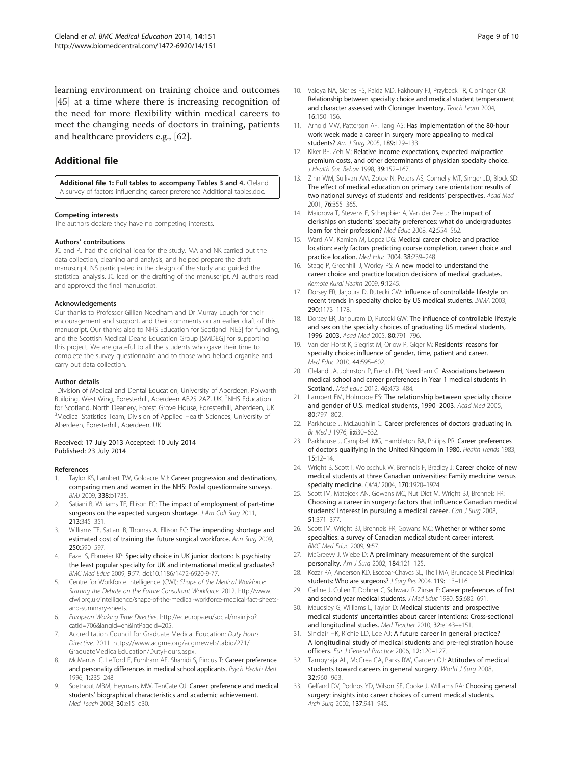learning environment on training choice and outcomes [45] at a time where there is increasing recognition of the need for more flexibility within medical careers to meet the changing needs of doctors in training, patients and healthcare providers e.g., [62].

## Additional file

**Additional file 1: Full tables to accompany Tables 3 and 4.** Cleland A survey of factors influencing career preference Additional tables.doc.

#### Competing interests

The authors declare they have no competing interests.

#### Authors' contributions

JC and PJ had the original idea for the study. MA and NK carried out the data collection, cleaning and analysis, and helped prepare the draft manuscript. NS participated in the design of the study and guided the statistical analysis. JC lead on the drafting of the manuscript. All authors read and approved the final manuscript.

#### Acknowledgements

Our thanks to Professor Gillian Needham and Dr Murray Lough for their encouragement and support, and their comments on an earlier draft of this manuscript. Our thanks also to NHS Education for Scotland [NES] for funding, and the Scottish Medical Deans Education Group [SMDEG] for supporting this project. We are grateful to all the students who gave their time to complete the survey questionnaire and to those who helped organise and carry out data collection.

#### Author details

[1]Division of Medical and Dental Education, University of Aberdeen, Polwarth Building, West Wing, Foresterhill, Aberdeen AB25 2AZ, UK. [2]NHS Education for Scotland, North Deanery, Forest Grove House, Foresterhill, Aberdeen, UK. [3]Medical Statistics Team, Division of Applied Health Sciences, University of Aberdeen, Foresterhill, Aberdeen, UK.

Received: 17 July 2013 Accepted: 10 July 2014
Published: 23 July 2014

#### References

1. Taylor KS, Lambert TW, Goldacre MJ: **Career progression and destinations, comparing men and women in the NHS: Postal questionnaire surveys.** *BMJ* 2009, **338:**b1735.
2. Satiani B, Williams TE, Ellison EC: **The impact of employment of part-time surgeons on the expected surgeon shortage.** *J Am Coll Surg* 2011, **213:**345–351.
3. Williams TE, Satiani B, Thomas A, Ellison EC: **The impending shortage and estimated cost of training the future surgical workforce.** *Ann Surg* 2009, **250:**590–597.
4. Fazel S, Ebmeier KP: **Specialty choice in UK junior doctors: Is psychiatry the least popular specialty for UK and international medical graduates?** *BMC Med Educ* 2009, **9:**77. doi:10.1186/1472-6920-9-77.
5. Centre for Workforce Intelligence (CWI): *Shape of the Medical Workforce: Starting the Debate on the Future Consultant Workforce.* 2012. http://www.cfwi.org.uk/intelligence/shape-of-the-medical-workforce-medical-fact-sheets-and-summary-sheets.
6. *European Working Time Directive.* http://ec.europa.eu/social/main.jsp?catId=706&langId=en&intPageId=205.
7. Accreditation Council for Graduate Medical Education: *Duty Hours Directive.* 2011. https://www.acgme.org/acgmeweb/tabid/271/GraduateMedicalEducation/DutyHours.aspx.
8. McManus IC, Lefford F, Furnham AF, Shahidi S, Pincus T: **Career preference and personality differences in medical school applicants.** *Psych Health Med* 1996, **1:**235–248.
9. Soethout MBM, Heymans MW, TenCate OJ: **Career preference and medical students' biographical characteristics and academic achievement.** *Med Teach* 2008, **30:**e15–e30.
10. Vaidya NA, Slerles FS, Raida MD, Fakhoury FJ, Przybeck TR, Cloninger CR: **Relationship between specialty choice and medical student temperament and character assessed with Cloninger Inventory.** *Teach Learn* 2004, **16:**150–156.
11. Arnold MW, Patterson AF, Tang AS: **Has implementation of the 80-hour work week made a career in surgery more appealing to medical students?** *Am J Surg* 2005, **189:**129–133.
12. Kiker BF, Zeh M: **Relative income expectations, expected malpractice premium costs, and other determinants of physician specialty choice.** *J Health Soc Behav* 1998, **39:**152–167.
13. Zinn WM, Sullivan AM, Zotov N, Peters AS, Connelly MT, Singer JD, Block SD: **The effect of medical education on primary care orientation: results of two national surveys of students' and residents' perspectives.** *Acad Med* 2001, **76:**355–365.
14. Maiorova T, Stevens F, Scherpbier A, Van der Zee J: **The impact of clerkships on students' specialty preferences: what do undergraduates learn for their profession?** *Med Educ* 2008, **42:**554–562.
15. Ward AM, Kamien M, Lopez DG: **Medical career choice and practice location: early factors predicting course completion, career choice and practice location.** *Med Educ* 2004, **38:**239–248.
16. Stagg P, Greenhill J, Worley PS: **A new model to understand the career choice and practice location decisions of medical graduates.** *Remote Rural Health* 2009, **9:**1245.
17. Dorsey ER, Jarjoura D, Rutecki GW: **Influence of controllable lifestyle on recent trends in specialty choice by US medical students.** *JAMA* 2003, **290:**1173–1178.
18. Dorsey ER, Jarjouram D, Rutecki GW: **The influence of controllable lifestyle and sex on the specialty choices of graduating US medical students, 1996–2003.** *Acad Med* 2005, **80:**791–796.
19. Van der Horst K, Siegrist M, Orlow P, Giger M: **Residents' reasons for specialty choice: influence of gender, time, patient and career.** *Med Educ* 2010, **44:**595–602.
20. Cleland JA, Johnston P, French FH, Needham G: **Associations between medical school and career preferences in Year 1 medical students in Scotland.** *Med Educ* 2012, **46:**473–484.
21. Lambert EM, Holmboe ES: **The relationship between specialty choice and gender of U.S. medical students, 1990–2003.** *Acad Med* 2005, **80:**797–802.
22. Parkhouse J, McLaughlin C: **Career preferences of doctors graduating in.** *Br Med J* 1976, **ii:**630–632.
23. Parkhouse J, Campbell MG, Hambleton BA, Philips PR: **Career preferences of doctors qualifying in the United Kingdom in 1980.** *Health Trends* 1983, **15:**12–14.
24. Wright B, Scott I, Woloschuk W, Brenneis F, Bradley J: **Career choice of new medical students at three Canadian universities: Family medicine versus specialty medicine.** *CMAJ* 2004, **170:**1920–1924.
25. Scott IM, Matejcek AN, Gowans MC, Nut Diet M, Wright BJ, Brennels FR: **Choosing a career in surgery: factors that influence Canadian medical students' interest in pursuing a medical career.** *Can J Surg* 2008, **51:**371–377.
26. Scott IM, Wright BJ, Brenneis FR, Gowans MC: **Whether or wither some specialties: a survey of Canadian medical student career interest.** *BMC Med Educ* 2009, **9:**57.
27. McGreevy J, Wiebe D: **A preliminary measurement of the surgical personality.** *Am J Surg* 2002, **184:**121–125.
28. Kozar RA, Anderson KD, Escobar-Chaves SL, Theil MA, Brundage SI: **Preclinical students: Who are surgeons?** *J Surg Res* 2004, **119:**113–116.
29. Carline J, Cullen T, Dohner C, Schwarz R, Zinser E: **Career preferences of first and second year medical students.** *J Med Educ* 1980, **55:**682–691.
30. Maudsley G, Williams L, Taylor D: **Medical students' and prospective medical students' uncertainties about career intentions: Cross-sectional and longitudinal studies.** *Med Teacher* 2010, **32:**e143–e151.
31. Sinclair HK, Richie LD, Lee AJ: **A future career in general practice? A longitudinal study of medical students and pre-registration house officers.** *Eur J General Practice* 2006, **12:**120–127.
32. Tambyraja AL, McCrea CA, Parks RW, Garden OJ: **Attitudes of medical students toward careers in general surgery.** *World J Surg* 2008, **32:**960–963.
33. Gelfand DV, Podnos YD, Wilson SE, Cooke J, Williams RA: **Choosing general surgery: insights into career choices of current medical students.** *Arch Surg* 2002, **137:**941–945.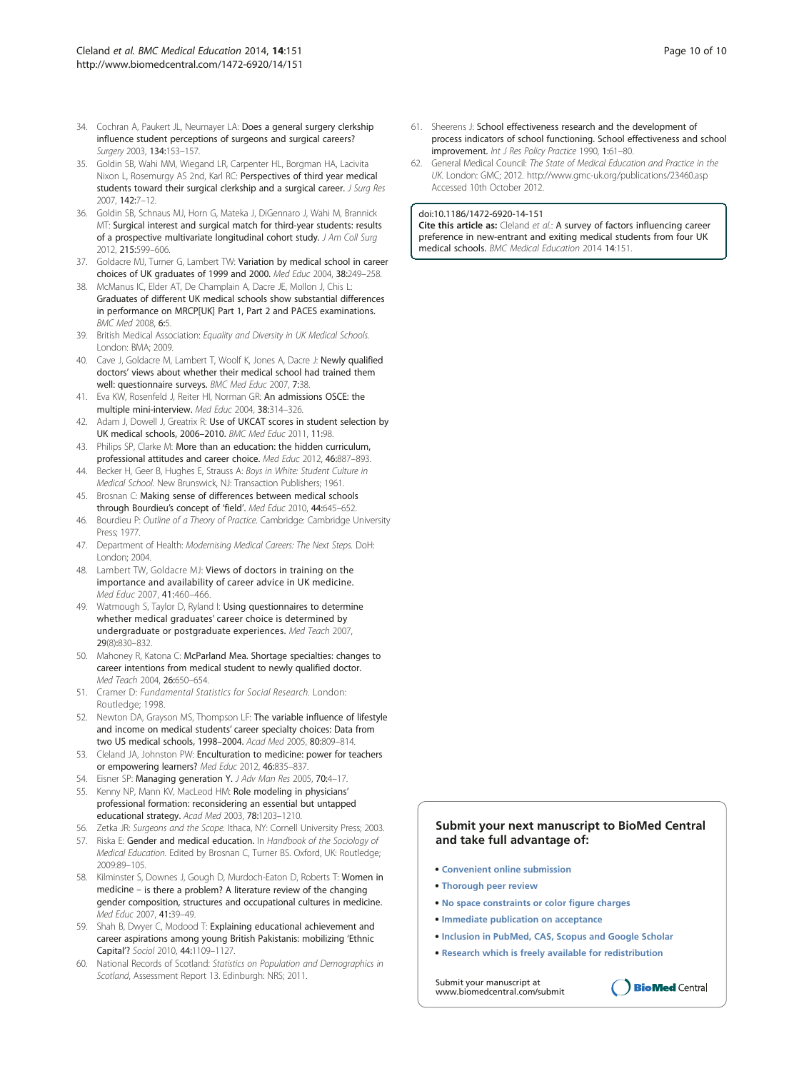34. Cochran A, Paukert JL, Neumayer LA: **Does a general surgery clerkship influence student perceptions of surgeons and surgical careers?** *Surgery* 2003, **134**:153–157.
35. Goldin SB, Wahi MM, Wiegand LR, Carpenter HL, Borgman HA, Lacivita Nixon L, Rosemurgy AS 2nd, Karl RC: **Perspectives of third year medical students toward their surgical clerkship and a surgical career.** *J Surg Res* 2007, **142**:7–12.
36. Goldin SB, Schnaus MJ, Horn G, Mateka J, DiGennaro J, Wahi M, Brannick MT: **Surgical interest and surgical match for third-year students: results of a prospective multivariate longitudinal cohort study.** *J Am Coll Surg* 2012, **215**:599–606.
37. Goldacre MJ, Turner G, Lambert TW: **Variation by medical school in career choices of UK graduates of 1999 and 2000.** *Med Educ* 2004, **38**:249–258.
38. McManus IC, Elder AT, De Champlain A, Dacre JE, Mollon J, Chis L: **Graduates of different UK medical schools show substantial differences in performance on MRCP[UK] Part 1, Part 2 and PACES examinations.** *BMC Med* 2008, **6**:5.
39. British Medical Association: *Equality and Diversity in UK Medical Schools.* London: BMA; 2009.
40. Cave J, Goldacre M, Lambert T, Woolf K, Jones A, Dacre J: **Newly qualified doctors' views about whether their medical school had trained them well: questionnaire surveys.** *BMC Med Educ* 2007, **7**:38.
41. Eva KW, Rosenfeld J, Reiter HI, Norman GR: **An admissions OSCE: the multiple mini-interview.** *Med Educ* 2004, **38**:314–326.
42. Adam J, Dowell J, Greatrix R: **Use of UKCAT scores in student selection by UK medical schools, 2006–2010.** *BMC Med Educ* 2011, **11**:98.
43. Philips SP, Clarke M: **More than an education: the hidden curriculum, professional attitudes and career choice.** *Med Educ* 2012, **46**:887–893.
44. Becker H, Geer B, Hughes E, Strauss A: *Boys in White: Student Culture in Medical School.* New Brunswick, NJ: Transaction Publishers; 1961.
45. Brosnan C: **Making sense of differences between medical schools through Bourdieu's concept of 'field'.** *Med Educ* 2010, **44**:645–652.
46. Bourdieu P: *Outline of a Theory of Practice.* Cambridge: Cambridge University Press; 1977.
47. Department of Health: *Modernising Medical Careers: The Next Steps.* DoH: London; 2004.
48. Lambert TW, Goldacre MJ: **Views of doctors in training on the importance and availability of career advice in UK medicine.** *Med Educ* 2007, **41**:460–466.
49. Watmough S, Taylor D, Ryland I: **Using questionnaires to determine whether medical graduates' career choice is determined by undergraduate or postgraduate experiences.** *Med Teach* 2007, **29**(8):830–832.
50. Mahoney R, Katona C: **McParland Mea. Shortage specialties: changes to career intentions from medical student to newly qualified doctor.** *Med Teach* 2004, **26**:650–654.
51. Cramer D: *Fundamental Statistics for Social Research.* London: Routledge; 1998.
52. Newton DA, Grayson MS, Thompson LF: **The variable influence of lifestyle and income on medical students' career specialty choices: Data from two US medical schools, 1998–2004.** *Acad Med* 2005, **80**:809–814.
53. Cleland JA, Johnston PW: **Enculturation to medicine: power for teachers or empowering learners?** *Med Educ* 2012, **46**:835–837.
54. Eisner SP: **Managing generation Y.** *J Adv Man Res* 2005, **70**:4–17.
55. Kenny NP, Mann KV, MacLeod HM: **Role modeling in physicians' professional formation: reconsidering an essential but untapped educational strategy.** *Acad Med* 2003, **78**:1203–1210.
56. Zetka JR: *Surgeons and the Scope.* Ithaca, NY: Cornell University Press; 2003.
57. Riska E: **Gender and medical education.** In *Handbook of the Sociology of Medical Education.* Edited by Brosnan C, Turner BS. Oxford, UK: Routledge; 2009:89–105.
58. Kilminster S, Downes J, Gough D, Murdoch-Eaton D, Roberts T: **Women in medicine – is there a problem? A literature review of the changing gender composition, structures and occupational cultures in medicine.** *Med Educ* 2007, **41**:39–49.
59. Shah B, Dwyer C, Modood T: **Explaining educational achievement and career aspirations among young British Pakistanis: mobilizing 'Ethnic Capital'?** *Sociol* 2010, **44**:1109–1127.
60. National Records of Scotland: *Statistics on Population and Demographics in Scotland*, Assessment Report 13. Edinburgh: NRS; 2011.
61. Sheerens J: **School effectiveness research and the development of process indicators of school functioning. School effectiveness and school improvement.** *Int J Res Policy Practice* 1990, **1**:61–80.
62. General Medical Council: *The State of Medical Education and Practice in the UK.* London: GMC; 2012. http://www.gmc-uk.org/publications/23460.asp Accessed 10th October 2012.

doi:10.1186/1472-6920-14-151

**Cite this article as:** Cleland *et al.*: A survey of factors influencing career preference in new-entrant and exiting medical students from four UK medical schools. *BMC Medical Education* 2014 **14**:151.

**Submit your next manuscript to BioMed Central and take full advantage of:**

- **Convenient online submission**
- **Thorough peer review**
- **No space constraints or color figure charges**
- **Immediate publication on acceptance**
- **Inclusion in PubMed, CAS, Scopus and Google Scholar**
- **Research which is freely available for redistribution**

Submit your manuscript at www.biomedcentral.com/submit

BioMed Central